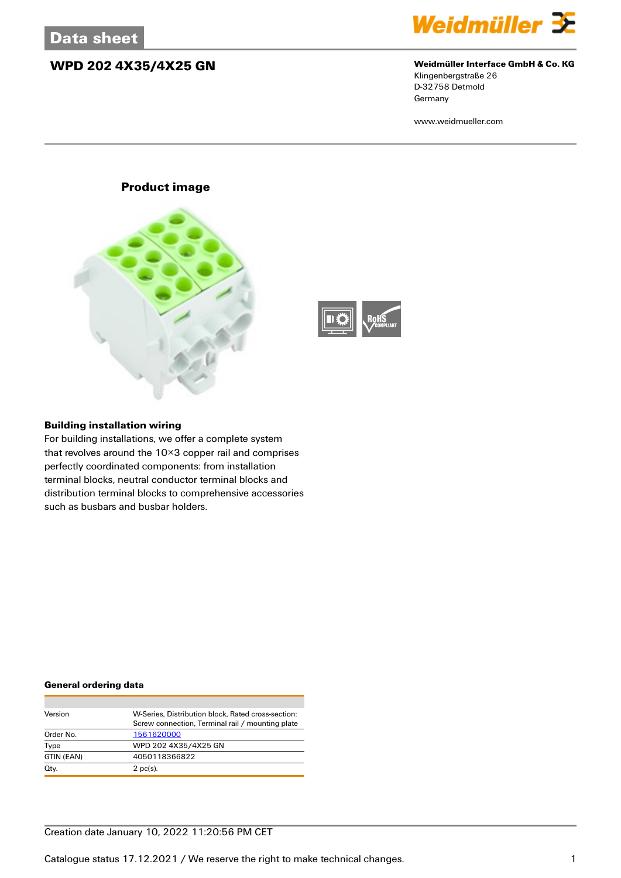# Data sheet

## WPD 202 4X35/4X25 GN

**Weidmüller Interface GmbH & Co. KG**
Klingenbergstraße 26
D-32758 Detmold
Germany

www.weidmueller.com

### Product image

### Building installation wiring

For building installations, we offer a complete system that revolves around the 10×3 copper rail and comprises perfectly coordinated components: from installation terminal blocks, neutral conductor terminal blocks and distribution terminal blocks to comprehensive accessories such as busbars and busbar holders.

### General ordering data

| | |
|---|---|
| Version | W-Series, Distribution block, Rated cross-section: Screw connection, Terminal rail / mounting plate |
| Order No. | 1561620000 |
| Type | WPD 202 4X35/4X25 GN |
| GTIN (EAN) | 4050118366822 |
| Qty. | 2 pc(s). |

Creation date January 10, 2022 11:20:56 PM CET

Catalogue status 17.12.2021 / We reserve the right to make technical changes.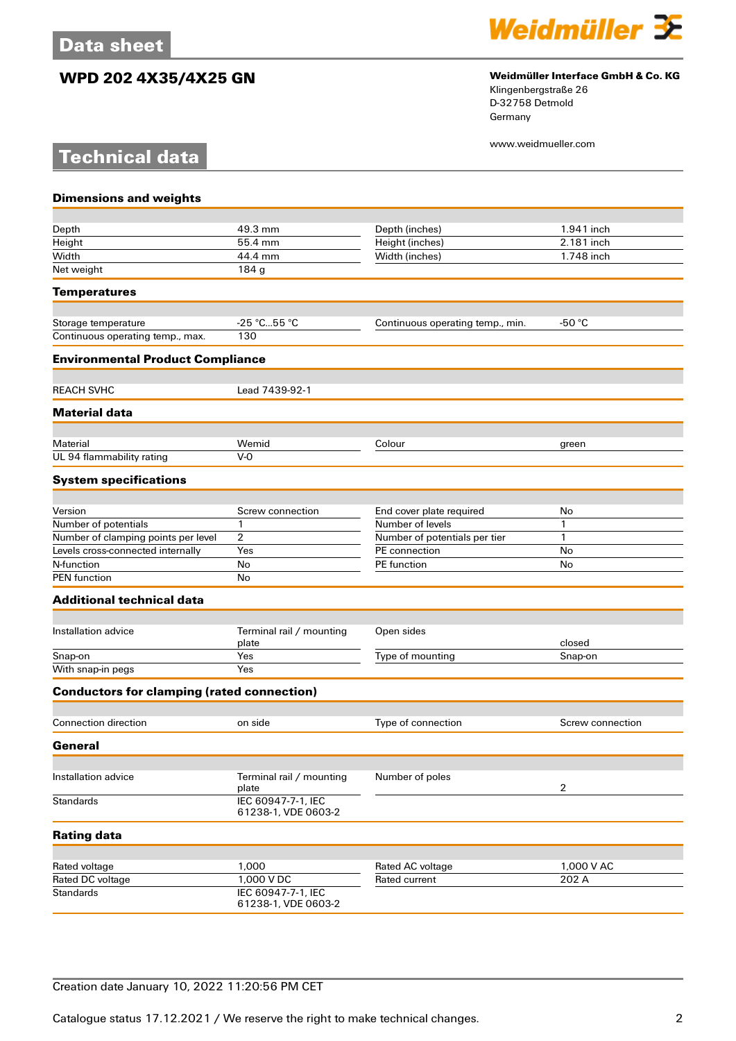# WPD 202 4X35/4X25 GN

**Weidmüller Interface GmbH & Co. KG**
Klingenbergstraße 26
D-32758 Detmold
Germany

www.weidmueller.com

## Technical data

### Dimensions and weights

| | | | |
|---|---|---|---|
| Depth | 49.3 mm | Depth (inches) | 1.941 inch |
| Height | 55.4 mm | Height (inches) | 2.181 inch |
| Width | 44.4 mm | Width (inches) | 1.748 inch |
| Net weight | 184 g | | |

### Temperatures

| | | | |
|---|---|---|---|
| Storage temperature | -25 °C...55 °C | Continuous operating temp., min. | -50 °C |
| Continuous operating temp., max. | 130 | | |

### Environmental Product Compliance

| | |
|---|---|
| REACH SVHC | Lead 7439-92-1 |

### Material data

| | | | |
|---|---|---|---|
| Material | Wemid | Colour | green |
| UL 94 flammability rating | V-0 | | |

### System specifications

| | | | |
|---|---|---|---|
| Version | Screw connection | End cover plate required | No |
| Number of potentials | 1 | Number of levels | 1 |
| Number of clamping points per level | 2 | Number of potentials per tier | 1 |
| Levels cross-connected internally | Yes | PE connection | No |
| N-function | No | PE function | No |
| PEN function | No | | |

### Additional technical data

| | | | |
|---|---|---|---|
| Installation advice | Terminal rail / mounting plate | Open sides | closed |
| Snap-on | Yes | Type of mounting | Snap-on |
| With snap-in pegs | Yes | | |

### Conductors for clamping (rated connection)

| | | | |
|---|---|---|---|
| Connection direction | on side | Type of connection | Screw connection |

### General

| | | | |
|---|---|---|---|
| Installation advice | Terminal rail / mounting plate | Number of poles | 2 |
| Standards | IEC 60947-7-1, IEC 61238-1, VDE 0603-2 | | |

### Rating data

| | | | |
|---|---|---|---|
| Rated voltage | 1,000 | Rated AC voltage | 1,000 V AC |
| Rated DC voltage | 1,000 V DC | Rated current | 202 A |
| Standards | IEC 60947-7-1, IEC 61238-1, VDE 0603-2 | | |

Creation date January 10, 2022 11:20:56 PM CET

Catalogue status 17.12.2021 / We reserve the right to make technical changes.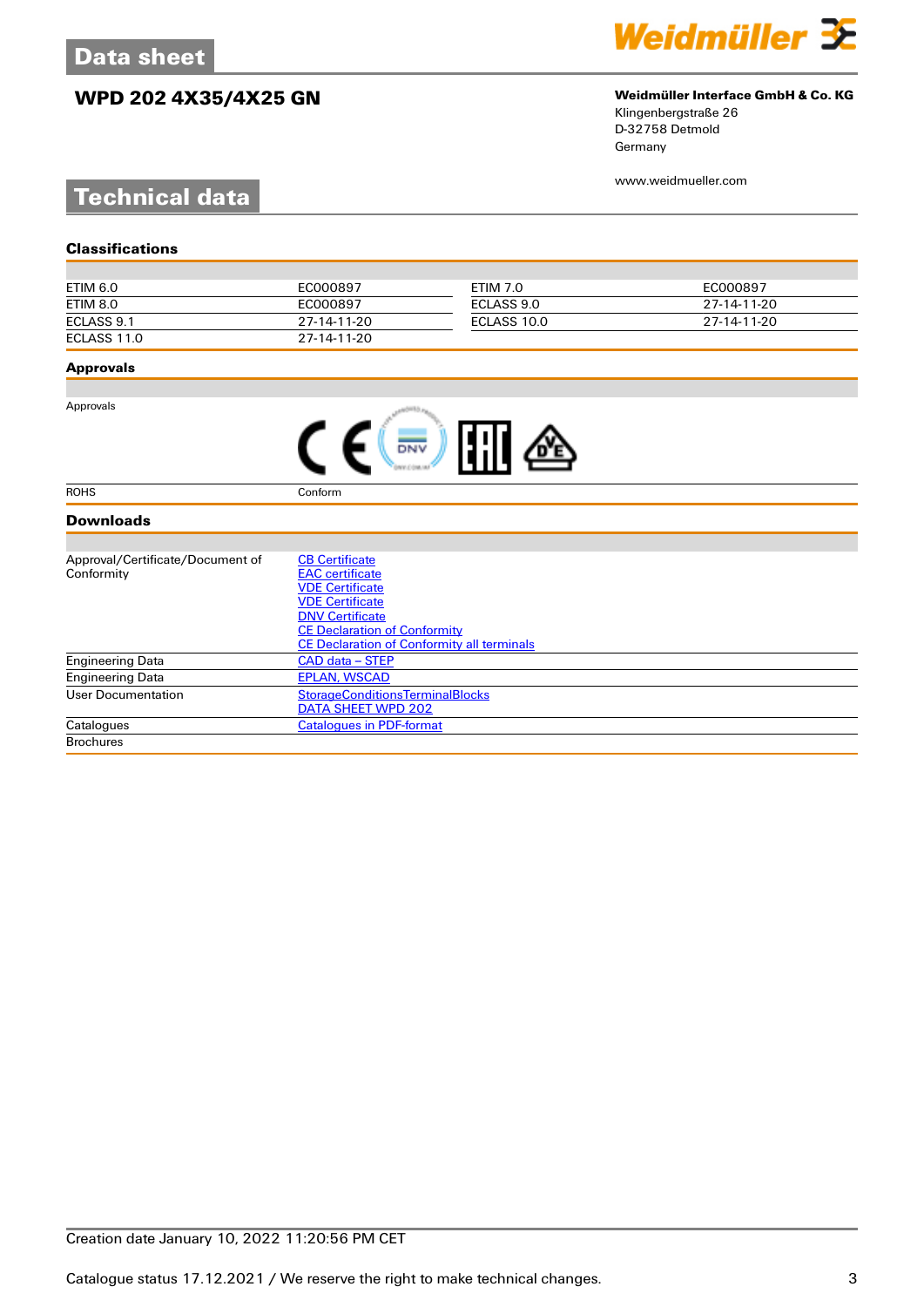# Data sheet

## WPD 202 4X35/4X25 GN

**Weidmüller Interface GmbH & Co. KG**
Klingenbergstraße 26
D-32758 Detmold
Germany

www.weidmueller.com

# Technical data

### Classifications

| | | | |
|---|---|---|---|
| ETIM 6.0 | EC000897 | ETIM 7.0 | EC000897 |
| ETIM 8.0 | EC000897 | ECLASS 9.0 | 27-14-11-20 |
| ECLASS 9.1 | 27-14-11-20 | ECLASS 10.0 | 27-14-11-20 |
| ECLASS 11.0 | 27-14-11-20 | | |

### Approvals

| | |
|---|---|
| Approvals | |
| ROHS | Conform |

### Downloads

| | |
|---|---|
| Approval/Certificate/Document of Conformity | CB Certificate<br>EAC certificate<br>VDE Certificate<br>VDE Certificate<br>DNV Certificate<br>CE Declaration of Conformity<br>CE Declaration of Conformity all terminals |
| Engineering Data | CAD data – STEP |
| Engineering Data | EPLAN, WSCAD |
| User Documentation | StorageConditionsTerminalBlocks<br>DATA SHEET WPD 202 |
| Catalogues | Catalogues in PDF-format |
| Brochures | |

Creation date January 10, 2022 11:20:56 PM CET

Catalogue status 17.12.2021 / We reserve the right to make technical changes.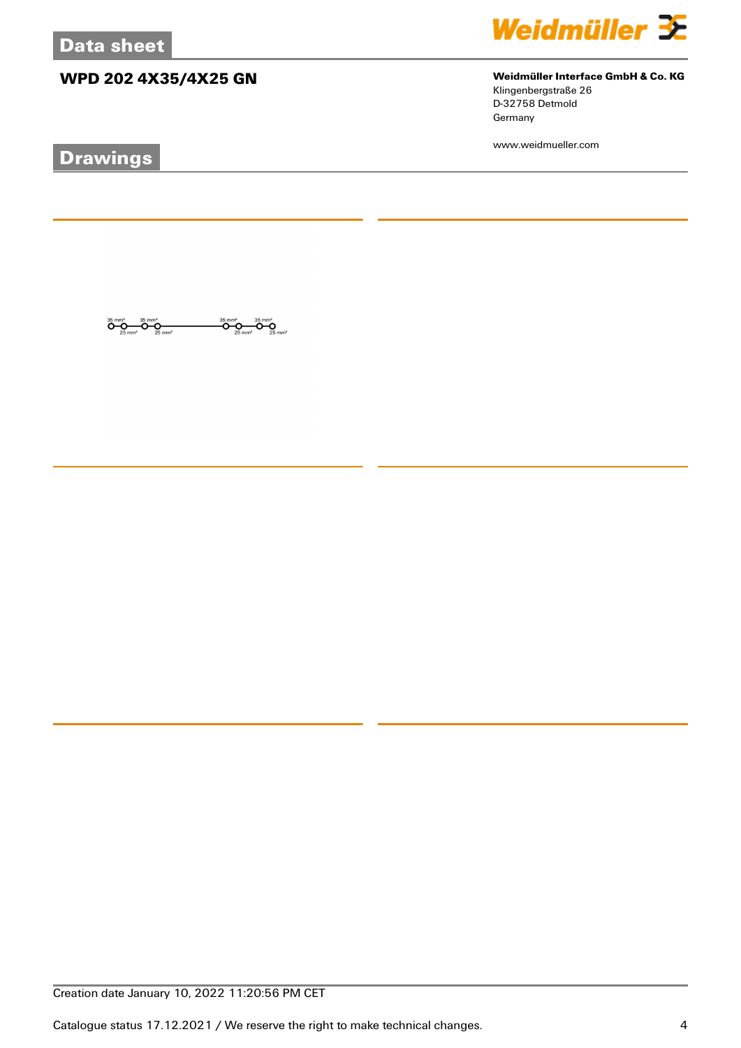# Data sheet

## WPD 202 4X35/4X25 GN

**Weidmüller Interface GmbH & Co. KG**
Klingenbergstraße 26
D-32758 Detmold
Germany

www.weidmueller.com

## Drawings

35 mm² 35 mm² 35 mm² 35 mm²
25 mm² 25 mm² 25 mm² 25 mm²

Creation date January 10, 2022 11:20:56 PM CET

Catalogue status 17.12.2021 / We reserve the right to make technical changes.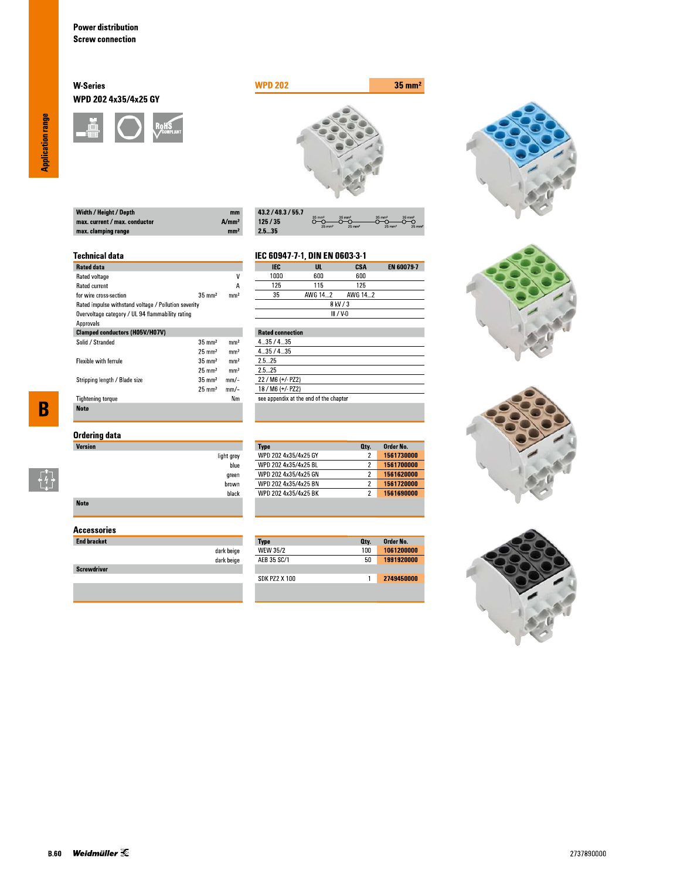Power distribution
Screw connection

## W-Series
### WPD 202 4x35/4x25 GY

**WPD 202** | **35 mm²**

| | | |
|---|---|---|
| Width / Height / Depth | mm | 43.2 / 49.3 / 55.7 |
| max. current / max. conductor | A/mm² | 125 / 35 |
| max. clamping range | mm² | 2.5...35 |

## Technical data

IEC 60947-7-1, DIN EN 0603-3-1

| Rated data | | | IEC | UL | CSA | EN 60079-7 |
|---|---|---|---|---|---|---|
| Rated voltage | | V | 1000 | 600 | 600 | |
| Rated current | | A | 125 | 115 | 125 | |
| for wire cross-section | 35 mm² | mm² | 35 | AWG 14...2 | AWG 14...2 | |
| Rated impulse withstand voltage / Pollution severity | | | 8 kV / 3 | | | |
| Overvoltage category / UL 94 flammability rating | | | III / V-0 | | | |
| Approvals | | | | | | |

| Clamped conductors (H05V/H07V) | | | Rated connection |
|---|---|---|---|
| Solid / Stranded | 35 mm² | mm² | 4...35 / 4...35 |
| | 25 mm² | mm² | 4...35 / 4...35 |
| Flexible with ferrule | 35 mm² | mm² | 2.5...25 |
| | 25 mm² | mm² | 2.5...25 |
| Stripping length / Blade size | 35 mm² | mm/– | 22 / M6 (+/- PZ2) |
| | 25 mm² | mm/– | 18 / M6 (+/- PZ2) |
| Tightening torque | | Nm | see appendix at the end of the chapter |
| Note | | | |

## Ordering data

| Version | Type | Qty. | Order No. |
|---|---|---|---|
| light grey | WPD 202 4x35/4x25 GY | 2 | 1561730000 |
| blue | WPD 202 4x35/4x25 BL | 2 | 1561700000 |
| green | WPD 202 4x35/4x25 GN | 2 | 1561620000 |
| brown | WPD 202 4x35/4x25 BN | 2 | 1561720000 |
| black | WPD 202 4x35/4x25 BK | 2 | 1561690000 |
| Note | | | |

## Accessories

| End bracket | Type | Qty. | Order No. |
|---|---|---|---|
| dark beige | WEW 35/2 | 100 | 1061200000 |
| dark beige | AEB 35 SC/1 | 50 | 1991920000 |
| **Screwdriver** | | | |
| | SDK PZ2 X 100 | 1 | 2749450000 |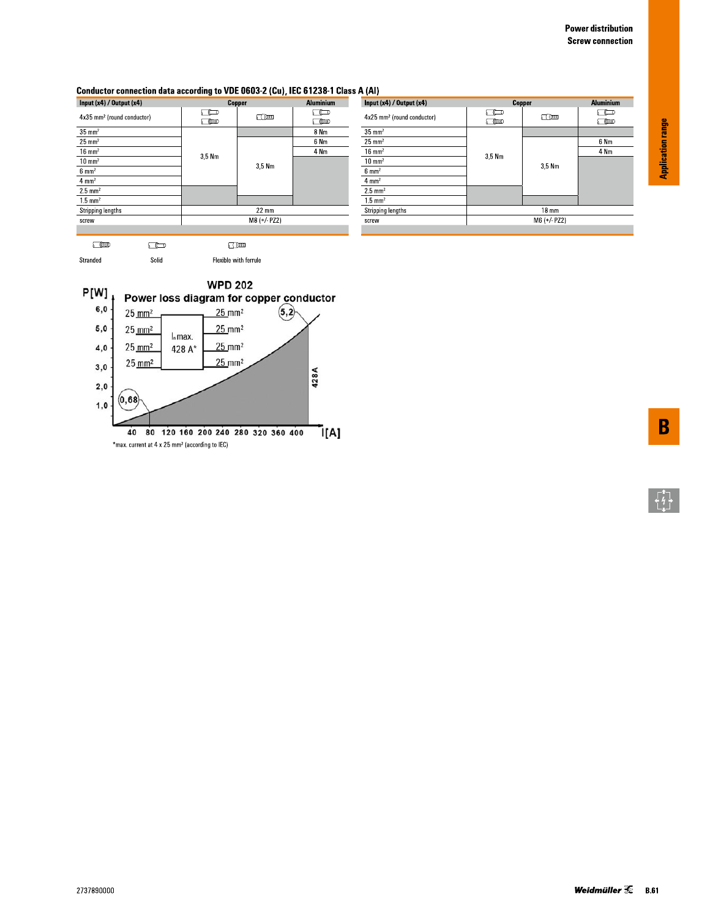## Conductor connection data according to VDE 0603-2 (Cu), IEC 61238-1 Class A (Al)

| Input (x4) / Output (x4) | Copper | | Aluminium |
|---|---|---|---|
| 4x35 mm² (round conductor) | Solid / Stranded | Flexible with ferrule | Solid / Stranded |
| 35 mm² | 3,5 Nm | | 8 Nm |
| 25 mm² | 3,5 Nm | 3,5 Nm | 6 Nm |
| 16 mm² | 3,5 Nm | 3,5 Nm | 4 Nm |
| 10 mm² | 3,5 Nm | 3,5 Nm | |
| 6 mm² | 3,5 Nm | 3,5 Nm | |
| 4 mm² | 3,5 Nm | 3,5 Nm | |
| 2.5 mm² | | 3,5 Nm | |
| 1.5 mm² | | | |
| Stripping lengths | 22 mm | | |
| screw | M8 (+/- PZ2) | | |

| Input (x4) / Output (x4) | Copper | | Aluminium |
|---|---|---|---|
| 4x25 mm² (round conductor) | Solid / Stranded | Flexible with ferrule | Solid / Stranded |
| 35 mm² | 3,5 Nm | | |
| 25 mm² | 3,5 Nm | 3,5 Nm | 6 Nm |
| 16 mm² | 3,5 Nm | 3,5 Nm | 4 Nm |
| 10 mm² | 3,5 Nm | 3,5 Nm | |
| 6 mm² | 3,5 Nm | 3,5 Nm | |
| 4 mm² | 3,5 Nm | 3,5 Nm | |
| 2.5 mm² | | 3,5 Nm | |
| 1.5 mm² | | | |
| Stripping lengths | 18 mm | | |
| screw | M6 (+/- PZ2) | | |

Stranded    Solid    Flexible with ferrule

WPD 202
Power loss diagram for copper conductor

P[W]
6,0
5,0
4,0
3,0
2,0
1,0

25 mm² 25 mm² 25 mm² 25 mm²
$I_n$ max. 428 A*
25 mm² 25 mm² 25 mm² 25 mm²

5,2
0,68
428 A

40 80 120 160 200 240 280 320 360 400 I[A]

*max. current at 4 x 25 mm² (according to IEC)

2737890000